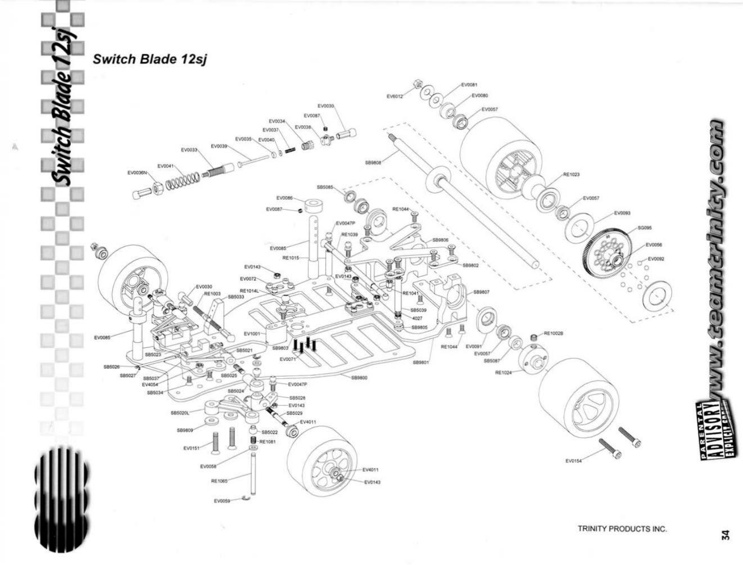# Switch Blade 12sj

EV6012 EV0081 EV0080 EV0057 EV0030 EV0087 EV0034 EV0037 EV0038 EV0035 EV0040 EV0033 EV0039 EV0041 EV0036N SB9808 RE1023 EV0057 EV0093 SG095 EV0056 EV0092 SB5085 EV0086 EV0087 RE1044 EV0047P RE1039 SB9806 EV0085 RE1015 SB9802 EV0143 EV0143 EV0072 RE1014L RE1041 SB9807 EV0030 RE1003 SB5033 SB5039 4027 SB9805 EV0085 EV1001 SB9803 EV0071 RE1044 EV0091 EV0057 SB5087 RE1002B SB5023 SB5021 SB9801 RE1024 SB5026 SB5027 SB5037 EV4054 SB5025 SB9800 SB5034 SB5024 EV0047P SB5028 EV0143 SB5020L SB5029 EV4011 SB9809 SB5022 RE1081 EV0151 EV0058 EV4011 RE1065 EV0143 EV0059 EV0154

www.teamtrinity.com

TRINITY PRODUCTS INC.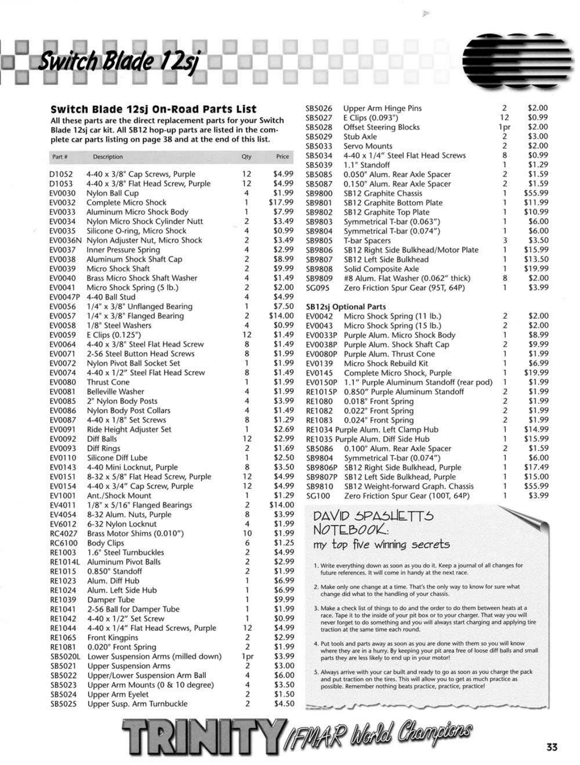# Switch Blade 12sj

## Switch Blade 12sj On-Road Parts List

**All these parts are the direct replacement parts for your Switch Blade 12sj car kit. All SB12 hop-up parts are listed in the complete car parts listing on page 38 and at the end of this list.**

| Part # | Description | Qty | Price |
|---|---|---|---|
| D1052 | 4-40 x 3/8" Cap Screws, Purple | 12 | $4.99 |
| D1053 | 4-40 x 3/8" Flat Head Screw, Purple | 12 | $4.99 |
| EV0030 | Nylon Ball Cup | 4 | $1.99 |
| EV0032 | Complete Micro Shock | 1 | $17.99 |
| EV0033 | Aluminum Micro Shock Body | 1 | $7.99 |
| EV0034 | Nylon Micro Shock Cylinder Nutt | 2 | $3.49 |
| EV0035 | Silicone O-ring, Micro Shock | 4 | $0.99 |
| EV0036N | Nylon Adjuster Nut, Micro Shock | 2 | $3.49 |
| EV0037 | Inner Pressure Spring | 4 | $2.99 |
| EV0038 | Aluminum Shock Shaft Cap | 2 | $8.99 |
| EV0039 | Micro Shock Shaft | 2 | $9.99 |
| EV0040 | Brass Micro Shock Shaft Washer | 4 | $1.49 |
| EV0041 | Micro Shock Spring (5 lb.) | 2 | $2.00 |
| EV0047P | 4-40 Ball Stud | 4 | $4.99 |
| EV0056 | 1/4" x 3/8" Unflanged Bearing | 1 | $7.50 |
| EV0057 | 1/4" x 3/8" Flanged Bearing | 2 | $14.00 |
| EV0058 | 1/8" Steel Washers | 4 | $0.99 |
| EV0059 | E Clips (0.125") | 12 | $1.49 |
| EV0064 | 4-40 x 3/8" Steel Flat Head Screw | 8 | $1.49 |
| EV0071 | 2-56 Steel Button Head Screws | 8 | $1.99 |
| EV0072 | Nylon Pivot Ball Socket Set | 1 | $1.99 |
| EV0074 | 4-40 x 1/2" Steel Flat Head Screw | 8 | $1.49 |
| EV0080 | Thrust Cone | 1 | $1.99 |
| EV0081 | Belleville Washer | 4 | $1.99 |
| EV0085 | 2" Nylon Body Posts | 4 | $3.99 |
| EV0086 | Nylon Body Post Collars | 4 | $1.49 |
| EV0087 | 4-40 x 1/8" Set Screws | 8 | $1.29 |
| EV0091 | Ride Height Adjuster Set | 1 | $2.69 |
| EV0092 | Diff Balls | 12 | $2.99 |
| EV0093 | Diff Rings | 2 | $1.69 |
| EV0110 | Silicone Diff Lube | 1 | $2.50 |
| EV0143 | 4-40 Mini Locknut, Purple | 8 | $3.50 |
| EV0151 | 8-32 x 5/8" Flat Head Screw, Purple | 12 | $4.99 |
| EV0154 | 4-40 x 3/4" Cap Screw, Purple | 12 | $4.99 |
| EV1001 | Ant./Shock Mount | 1 | $1.29 |
| EV4011 | 1/8" x 5/16" Flanged Bearings | 2 | $14.00 |
| EV4054 | 8-32 Alum. Nuts, Purple | 8 | $3.99 |
| EV6012 | 6-32 Nylon Locknut | 4 | $1.99 |
| RC4027 | Brass Motor Shims (0.010") | 10 | $1.99 |
| RC6100 | Body Clips | 6 | $1.25 |
| RE1003 | 1.6" Steel Turnbuckles | 2 | $4.99 |
| RE1014L | Aluminum Pivot Balls | 2 | $2.99 |
| RE1015 | 0.850" Standoff | 2 | $1.99 |
| RE1023 | Alum. Diff Hub | 1 | $6.99 |
| RE1024 | Alum. Left Side Hub | 1 | $6.99 |
| RE1039 | Damper Tube | 1 | $9.99 |
| RE1041 | 2-56 Ball for Damper Tube | 1 | $1.99 |
| RE1042 | 4-40 x 1/2" Set Screw | 1 | $0.99 |
| RE1044 | 4-40 x 1/4" Flat Head Screws, Purple | 12 | $4.99 |
| RE1065 | Front Kingpins | 2 | $2.99 |
| RE1081 | 0.020" Front Spring | 2 | $1.99 |
| SB5020L | Lower Suspension Arms (milled down) | 1pr | $3.99 |
| SB5021 | Upper Suspension Arms | 2 | $3.00 |
| SB5022 | Upper/Lower Suspension Arm Ball | 4 | $6.00 |
| SB5023 | Upper Arm Mounts (0 & 10 degree) | 4 | $3.50 |
| SB5024 | Upper Arm Eyelet | 2 | $1.50 |
| SB5025 | Upper Susp. Arm Turnbuckle | 2 | $4.50 |
| SB5026 | Upper Arm Hinge Pins | 2 | $2.00 |
| SB5027 | E Clips (0.093") | 12 | $0.99 |
| SB5028 | Offset Steering Blocks | 1pr | $2.00 |
| SB5029 | Stub Axle | 2 | $3.00 |
| SB5033 | Servo Mounts | 2 | $2.00 |
| SB5034 | 4-40 x 1/4" Steel Flat Head Screws | 8 | $0.99 |
| SB5039 | 1.1" Standoff | 1 | $1.29 |
| SB5085 | 0.050" Alum. Rear Axle Spacer | 2 | $1.59 |
| SB5087 | 0.150" Alum. Rear Axle Spacer | 2 | $1.59 |
| SB9800 | SB12 Graphite Chassis | 1 | $55.99 |
| SB9801 | SB12 Graphite Bottom Plate | 1 | $11.99 |
| SB9802 | SB12 Graphite Top Plate | 1 | $10.99 |
| SB9803 | Symmetrical T-bar (0.063") | 1 | $6.00 |
| SB9804 | Symmetrical T-bar (0.074") | 1 | $6.00 |
| SB9805 | T-bar Spacers | 3 | $3.50 |
| SB9806 | SB12 Right Side Bulkhead/Motor Plate | 1 | $15.99 |
| SB9807 | SB12 Left Side Bulkhead | 1 | $13.50 |
| SB9808 | Solid Composite Axle | 1 | $19.99 |
| SB9809 | #8 Alum. Flat Washer (0.062" thick) | 8 | $2.00 |
| SG095 | Zero Friction Spur Gear (95T, 64P) | 1 | $3.99 |

### SB12sj Optional Parts

| Part # | Description | Qty | Price |
|---|---|---|---|
| EV0042 | Micro Shock Spring (11 lb.) | 2 | $2.00 |
| EV0043 | Micro Shock Spring (15 lb.) | 2 | $2.00 |
| EV0033P | Purple Alum. Micro Shock Body | 1 | $8.99 |
| EV0038P | Purple Alum. Shock Shaft Cap | 2 | $9.99 |
| EV0080P | Purple Alum. Thrust Cone | 1 | $1.99 |
| EV0139 | Micro Shock Rebuild Kit | 1 | $6.99 |
| EV0145 | Complete Micro Shock, Purple | 1 | $19.99 |
| EV0150P | 1.1" Purple Aluminum Standoff (rear pod) | 1 | $1.99 |
| RE1015P | 0.850" Purple Aluminum Standoff | 2 | $1.99 |
| RE1080 | 0.018" Front Spring | 2 | $1.99 |
| RE1082 | 0.022" Front Spring | 2 | $1.99 |
| RE1083 | 0.024" Front Spring | 2 | $1.99 |
| RE1034 | Purple Alum. Left Clamp Hub | 1 | $14.99 |
| RE1035 | Purple Alum. Diff Side Hub | 1 | $15.99 |
| SB5086 | 0.100" Alum. Rear Axle Spacer | 2 | $1.59 |
| SB9804 | Symmetrical T-bar (0.074") | 1 | $6.00 |
| SB9806P | SB12 Right Side Bulkhead, Purple | 1 | $17.49 |
| SB9807P | SB12 Left Side Bulkhead, Purple | 1 | $15.00 |
| SB9810 | SB12 Weight-forward Graph. Chassis | 1 | $55.99 |
| SG100 | Zero Friction Spur Gear (100T, 64P) | 1 | $3.99 |

## DAVID SPASHETTS NOTEBOOK:

### my top five winning secrets

1. Write everything down as soon as you do it. Keep a journal of all changes for future references. It will come in handy at the next race.
2. Make only one change at a time. That's the only way to know for sure what change did what to the handling of your chassis.
3. Make a check list of things to do and the order to do them between heats at a race. Tape it to the inside of your pit box or to your charger. That way you will never forget to do something and you will always start charging and applying tire traction at the same time each round.
4. Put tools and parts away as soon as you are done with them so you will know where they are in a hurry. By keeping your pit area free of loose diff balls and small parts they are less likely to end up in your motor!
5. Always arrive with your car built and ready to go as soon as you charge the pack and put traction on the tires. This will allow you to get as much practice as possible. Remember nothing beats practice, practice, practice!

TRINITY / IFMAR World Champions